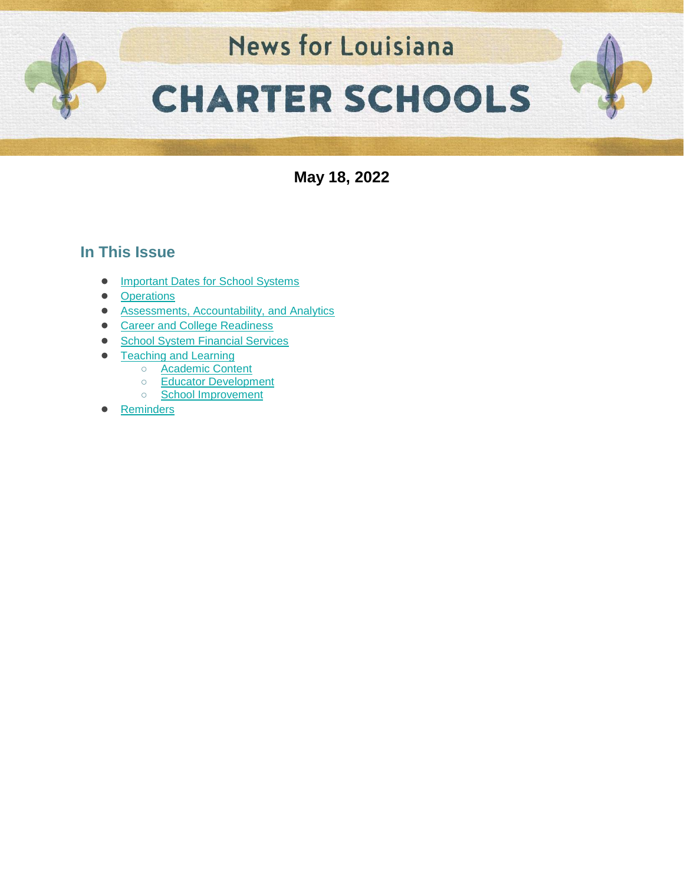# News for Louisiana CHARTER SCHOOLS

**May 18, 2022**

## In This Issue

- Important Dates for School Systems
- Operations
- Assessments, Accountability, and Analytics
- Career and College Readiness
- School System Financial Services
- Teaching and Learning
  - Academic Content
  - Educator Development
  - School Improvement
- Reminders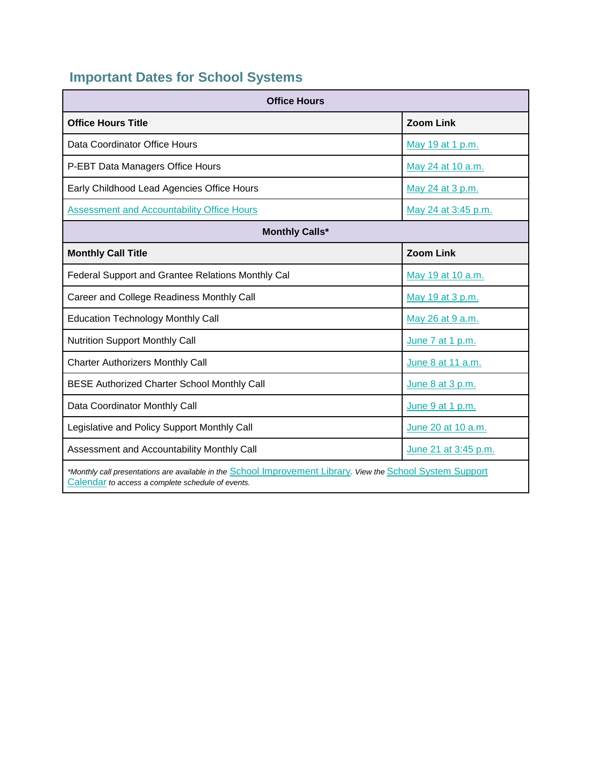## Important Dates for School Systems

| Office Hours | |
|---|---|
| **Office Hours Title** | **Zoom Link** |
| Data Coordinator Office Hours | May 19 at 1 p.m. |
| P-EBT Data Managers Office Hours | May 24 at 10 a.m. |
| Early Childhood Lead Agencies Office Hours | May 24 at 3 p.m. |
| Assessment and Accountability Office Hours | May 24 at 3:45 p.m. |
| **Monthly Calls*** | |
| **Monthly Call Title** | **Zoom Link** |
| Federal Support and Grantee Relations Monthly Cal | May 19 at 10 a.m. |
| Career and College Readiness Monthly Call | May 19 at 3 p.m. |
| Education Technology Monthly Call | May 26 at 9 a.m. |
| Nutrition Support Monthly Call | June 7 at 1 p.m. |
| Charter Authorizers Monthly Call | June 8 at 11 a.m. |
| BESE Authorized Charter School Monthly Call | June 8 at 3 p.m. |
| Data Coordinator Monthly Call | June 9 at 1 p.m. |
| Legislative and Policy Support Monthly Call | June 20 at 10 a.m. |
| Assessment and Accountability Monthly Call | June 21 at 3:45 p.m. |

*\*Monthly call presentations are available in the* School Improvement Library*. View the* School System Support Calendar *to access a complete schedule of events.*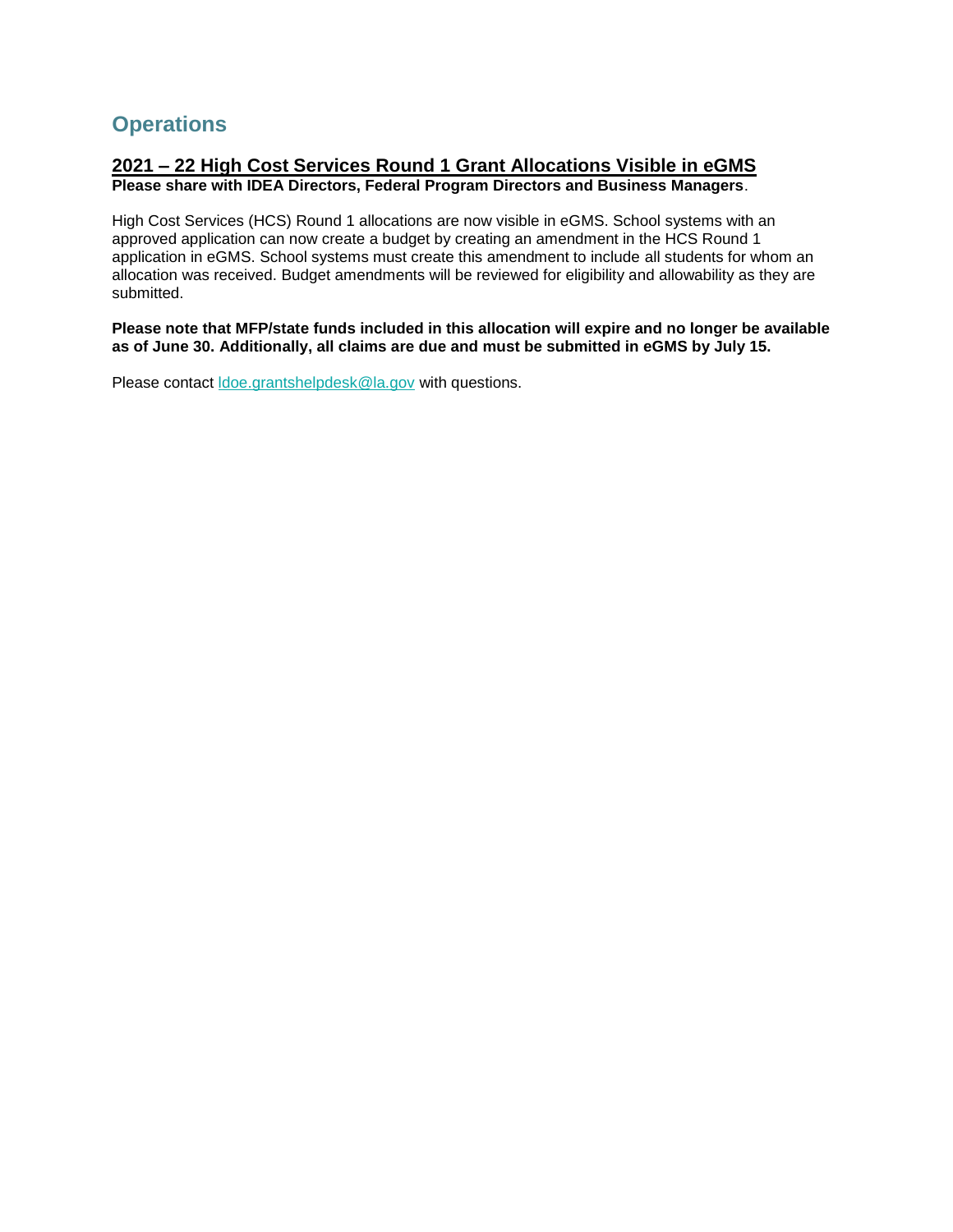## Operations

### 2021 – 22 High Cost Services Round 1 Grant Allocations Visible in eGMS

**Please share with IDEA Directors, Federal Program Directors and Business Managers**.

High Cost Services (HCS) Round 1 allocations are now visible in eGMS. School systems with an approved application can now create a budget by creating an amendment in the HCS Round 1 application in eGMS. School systems must create this amendment to include all students for whom an allocation was received. Budget amendments will be reviewed for eligibility and allowability as they are submitted.

**Please note that MFP/state funds included in this allocation will expire and no longer be available as of June 30. Additionally, all claims are due and must be submitted in eGMS by July 15.**

Please contact [ldoe.grantshelpdesk@la.gov](mailto:ldoe.grantshelpdesk@la.gov) with questions.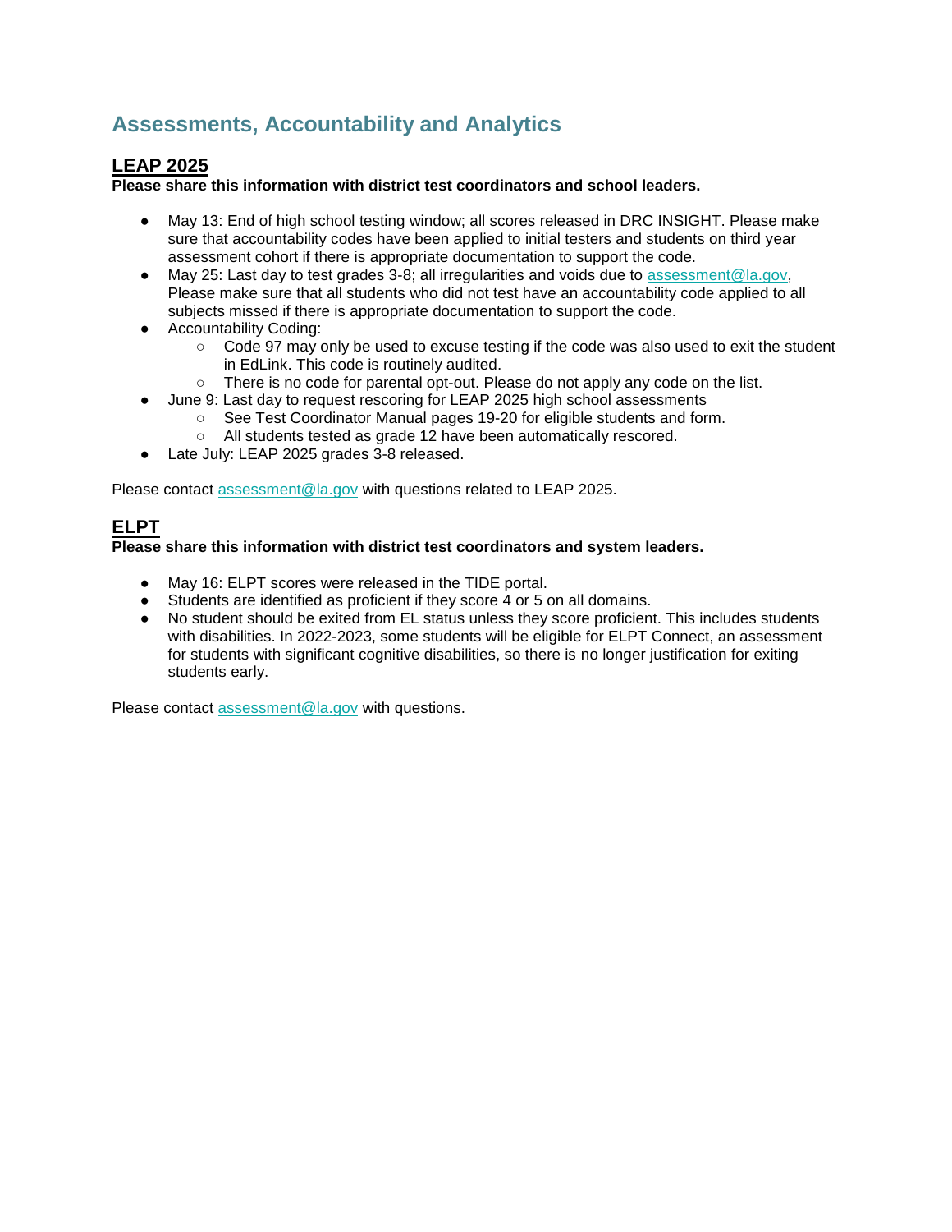# Assessments, Accountability and Analytics

## LEAP 2025

**Please share this information with district test coordinators and school leaders.**

- May 13: End of high school testing window; all scores released in DRC INSIGHT. Please make sure that accountability codes have been applied to initial testers and students on third year assessment cohort if there is appropriate documentation to support the code.
- May 25: Last day to test grades 3-8; all irregularities and voids due to assessment@la.gov, Please make sure that all students who did not test have an accountability code applied to all subjects missed if there is appropriate documentation to support the code.
- Accountability Coding:
  - Code 97 may only be used to excuse testing if the code was also used to exit the student in EdLink. This code is routinely audited.
  - There is no code for parental opt-out. Please do not apply any code on the list.
- June 9: Last day to request rescoring for LEAP 2025 high school assessments
  - See Test Coordinator Manual pages 19-20 for eligible students and form.
  - All students tested as grade 12 have been automatically rescored.
- Late July: LEAP 2025 grades 3-8 released.

Please contact assessment@la.gov with questions related to LEAP 2025.

## ELPT

**Please share this information with district test coordinators and system leaders.**

- May 16: ELPT scores were released in the TIDE portal.
- Students are identified as proficient if they score 4 or 5 on all domains.
- No student should be exited from EL status unless they score proficient. This includes students with disabilities. In 2022-2023, some students will be eligible for ELPT Connect, an assessment for students with significant cognitive disabilities, so there is no longer justification for exiting students early.

Please contact assessment@la.gov with questions.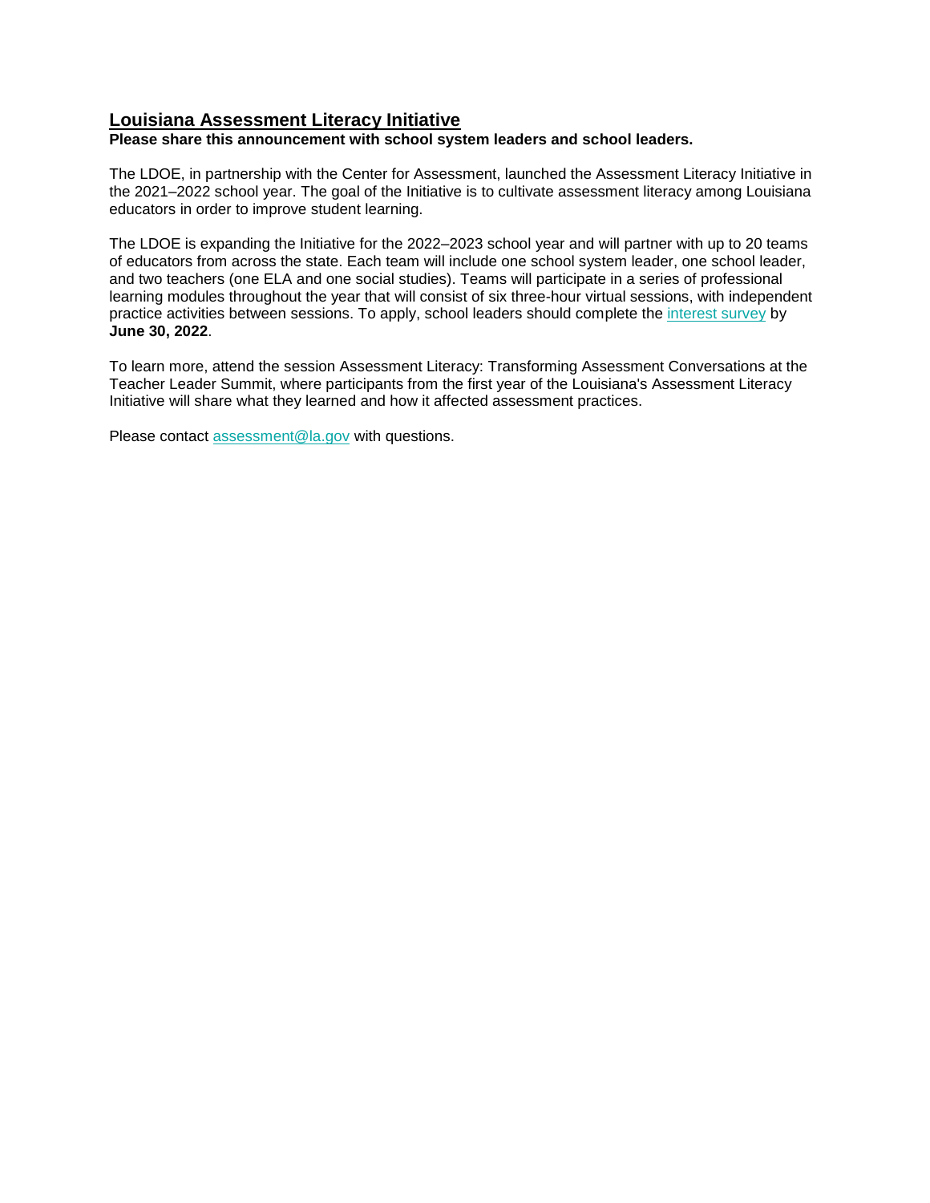## Louisiana Assessment Literacy Initiative

**Please share this announcement with school system leaders and school leaders.**

The LDOE, in partnership with the Center for Assessment, launched the Assessment Literacy Initiative in the 2021–2022 school year. The goal of the Initiative is to cultivate assessment literacy among Louisiana educators in order to improve student learning.

The LDOE is expanding the Initiative for the 2022–2023 school year and will partner with up to 20 teams of educators from across the state. Each team will include one school system leader, one school leader, and two teachers (one ELA and one social studies). Teams will participate in a series of professional learning modules throughout the year that will consist of six three-hour virtual sessions, with independent practice activities between sessions. To apply, school leaders should complete the interest survey by **June 30, 2022**.

To learn more, attend the session Assessment Literacy: Transforming Assessment Conversations at the Teacher Leader Summit, where participants from the first year of the Louisiana's Assessment Literacy Initiative will share what they learned and how it affected assessment practices.

Please contact assessment@la.gov with questions.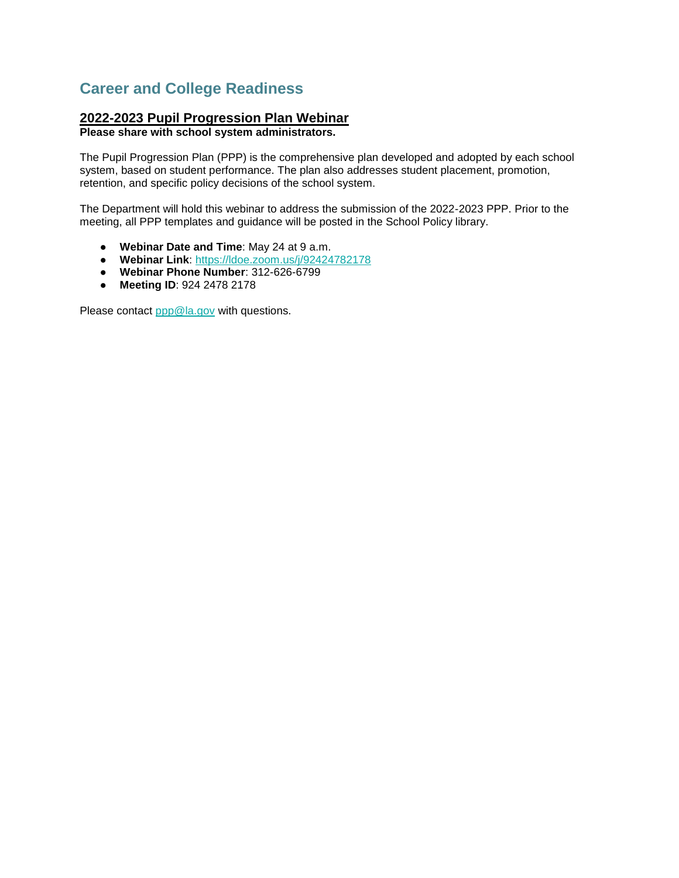## Career and College Readiness

### 2022-2023 Pupil Progression Plan Webinar

**Please share with school system administrators.**

The Pupil Progression Plan (PPP) is the comprehensive plan developed and adopted by each school system, based on student performance. The plan also addresses student placement, promotion, retention, and specific policy decisions of the school system.

The Department will hold this webinar to address the submission of the 2022-2023 PPP. Prior to the meeting, all PPP templates and guidance will be posted in the School Policy library.

- **Webinar Date and Time**: May 24 at 9 a.m.
- **Webinar Link**: [https://ldoe.zoom.us/j/92424782178](https://ldoe.zoom.us/j/92424782178)
- **Webinar Phone Number**: 312-626-6799
- **Meeting ID**: 924 2478 2178

Please contact [ppp@la.gov](mailto:ppp@la.gov) with questions.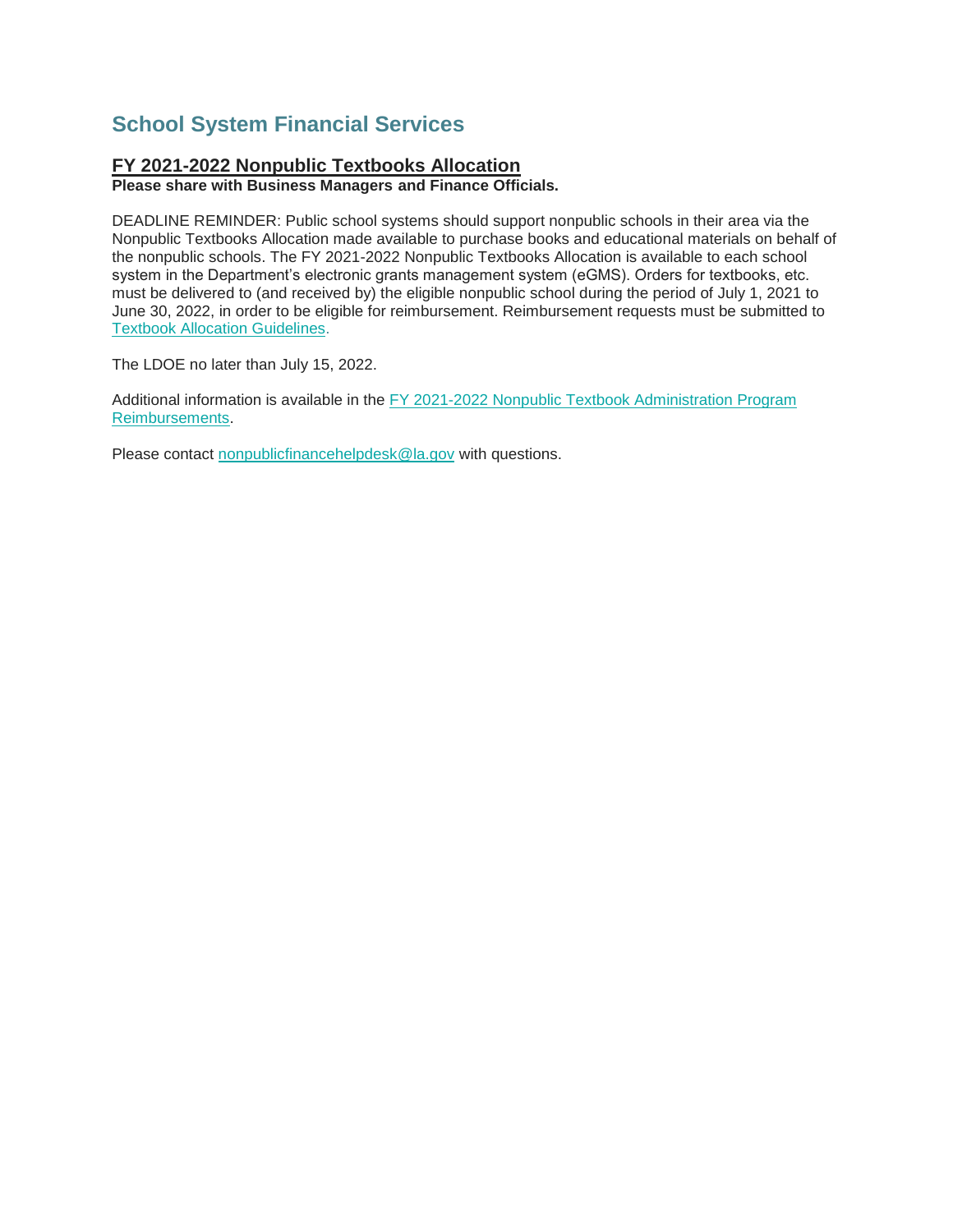## School System Financial Services

### FY 2021-2022 Nonpublic Textbooks Allocation

**Please share with Business Managers and Finance Officials.**

DEADLINE REMINDER: Public school systems should support nonpublic schools in their area via the Nonpublic Textbooks Allocation made available to purchase books and educational materials on behalf of the nonpublic schools. The FY 2021-2022 Nonpublic Textbooks Allocation is available to each school system in the Department's electronic grants management system (eGMS). Orders for textbooks, etc. must be delivered to (and received by) the eligible nonpublic school during the period of July 1, 2021 to June 30, 2022, in order to be eligible for reimbursement. Reimbursement requests must be submitted to Textbook Allocation Guidelines.

The LDOE no later than July 15, 2022.

Additional information is available in the FY 2021-2022 Nonpublic Textbook Administration Program Reimbursements.

Please contact nonpublicfinancehelpdesk@la.gov with questions.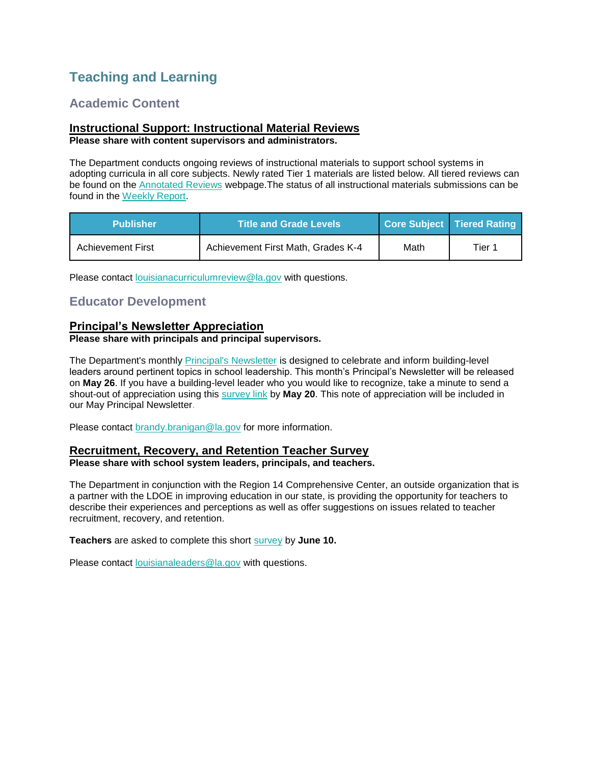# Teaching and Learning

## Academic Content

### Instructional Support: Instructional Material Reviews

**Please share with content supervisors and administrators.**

The Department conducts ongoing reviews of instructional materials to support school systems in adopting curricula in all core subjects. Newly rated Tier 1 materials are listed below. All tiered reviews can be found on the Annotated Reviews webpage.The status of all instructional materials submissions can be found in the Weekly Report.

| Publisher | Title and Grade Levels | Core Subject | Tiered Rating |
|---|---|---|---|
| Achievement First | Achievement First Math, Grades K-4 | Math | Tier 1 |

Please contact louisianacurriculumreview@la.gov with questions.

## Educator Development

### Principal's Newsletter Appreciation

**Please share with principals and principal supervisors.**

The Department's monthly Principal's Newsletter is designed to celebrate and inform building-level leaders around pertinent topics in school leadership. This month's Principal's Newsletter will be released on **May 26**. If you have a building-level leader who you would like to recognize, take a minute to send a shout-out of appreciation using this survey link by **May 20**. This note of appreciation will be included in our May Principal Newsletter.

Please contact brandy.branigan@la.gov for more information.

### Recruitment, Recovery, and Retention Teacher Survey

**Please share with school system leaders, principals, and teachers.**

The Department in conjunction with the Region 14 Comprehensive Center, an outside organization that is a partner with the LDOE in improving education in our state, is providing the opportunity for teachers to describe their experiences and perceptions as well as offer suggestions on issues related to teacher recruitment, recovery, and retention.

**Teachers** are asked to complete this short survey by **June 10.**

Please contact louisianaleaders@la.gov with questions.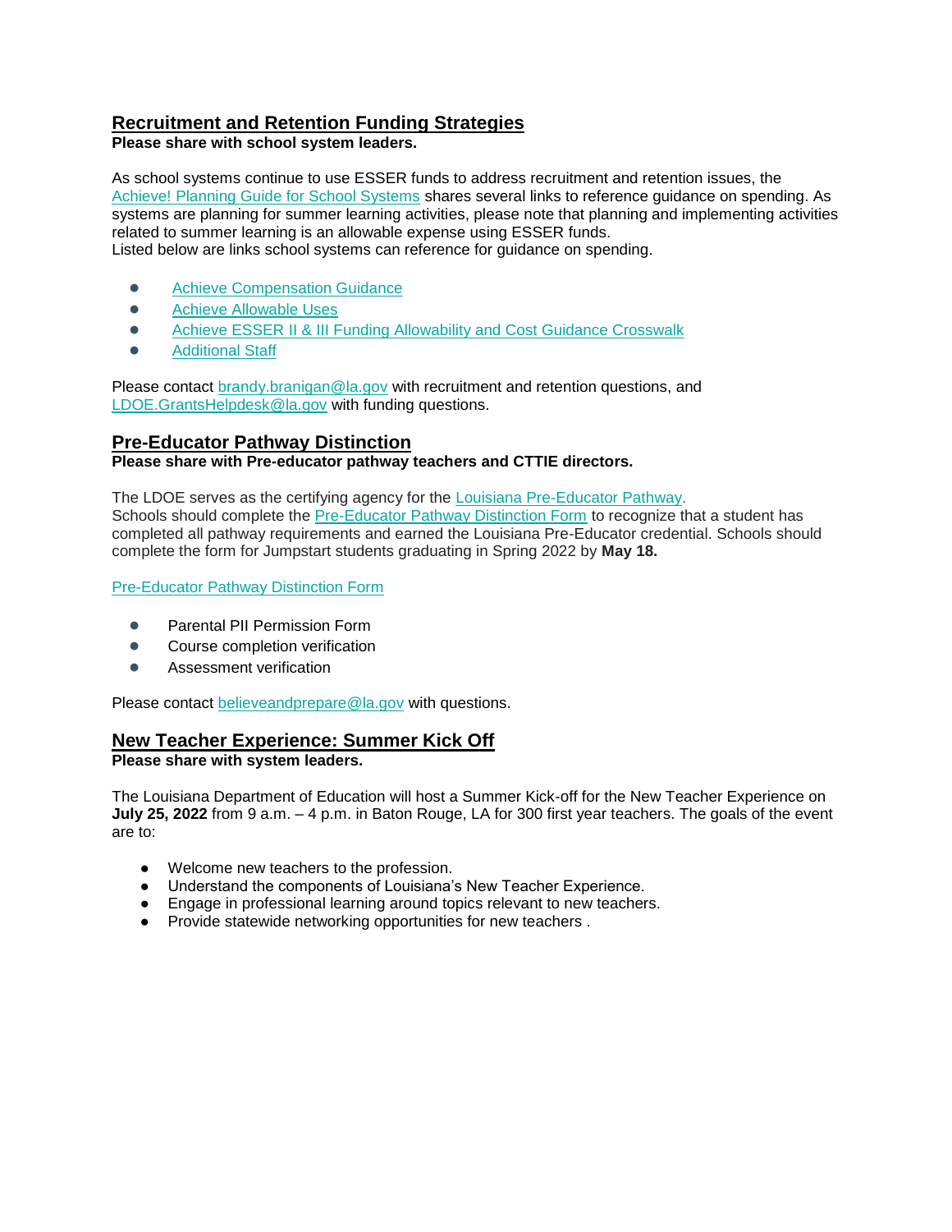## Recruitment and Retention Funding Strategies

**Please share with school system leaders.**

As school systems continue to use ESSER funds to address recruitment and retention issues, the Achieve! Planning Guide for School Systems shares several links to reference guidance on spending. As systems are planning for summer learning activities, please note that planning and implementing activities related to summer learning is an allowable expense using ESSER funds.
Listed below are links school systems can reference for guidance on spending.

- Achieve Compensation Guidance
- Achieve Allowable Uses
- Achieve ESSER II & III Funding Allowability and Cost Guidance Crosswalk
- Additional Staff

Please contact brandy.branigan@la.gov with recruitment and retention questions, and LDOE.GrantsHelpdesk@la.gov with funding questions.

## Pre-Educator Pathway Distinction

**Please share with Pre-educator pathway teachers and CTTIE directors.**

The LDOE serves as the certifying agency for the Louisiana Pre-Educator Pathway.
Schools should complete the Pre-Educator Pathway Distinction Form to recognize that a student has completed all pathway requirements and earned the Louisiana Pre-Educator credential. Schools should complete the form for Jumpstart students graduating in Spring 2022 by **May 18.**

Pre-Educator Pathway Distinction Form

- Parental PII Permission Form
- Course completion verification
- Assessment verification

Please contact believeandprepare@la.gov with questions.

## New Teacher Experience: Summer Kick Off

**Please share with system leaders.**

The Louisiana Department of Education will host a Summer Kick-off for the New Teacher Experience on **July 25, 2022** from 9 a.m. – 4 p.m. in Baton Rouge, LA for 300 first year teachers. The goals of the event are to:

- Welcome new teachers to the profession.
- Understand the components of Louisiana's New Teacher Experience.
- Engage in professional learning around topics relevant to new teachers.
- Provide statewide networking opportunities for new teachers .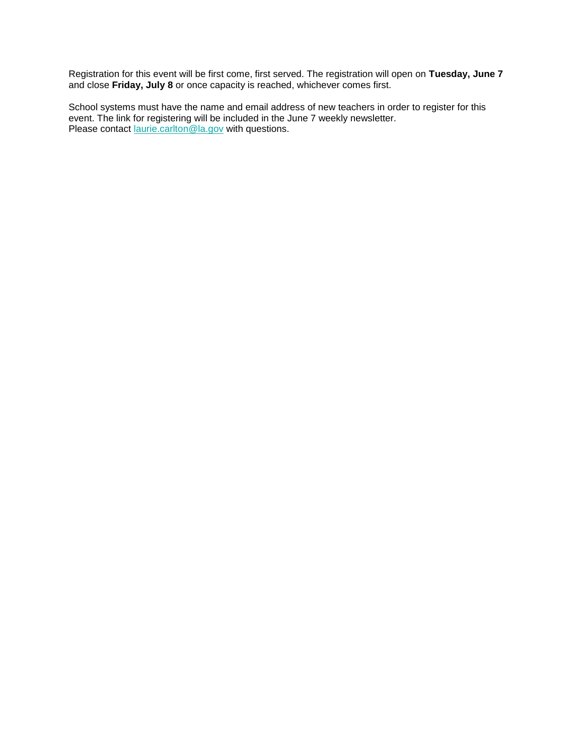Registration for this event will be first come, first served. The registration will open on **Tuesday, June 7** and close **Friday, July 8** or once capacity is reached, whichever comes first.

School systems must have the name and email address of new teachers in order to register for this event. The link for registering will be included in the June 7 weekly newsletter.
Please contact [laurie.carlton@la.gov](mailto:laurie.carlton@la.gov) with questions.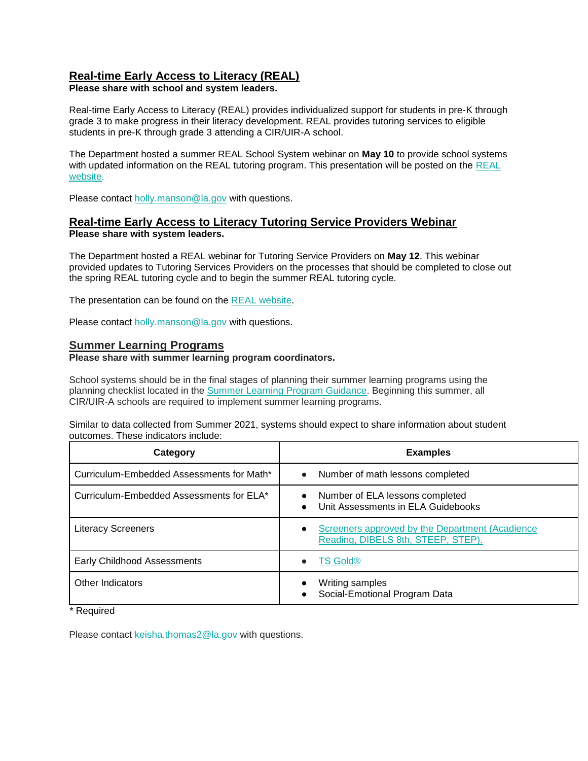## Real-time Early Access to Literacy (REAL)

**Please share with school and system leaders.**

Real-time Early Access to Literacy (REAL) provides individualized support for students in pre-K through grade 3 to make progress in their literacy development. REAL provides tutoring services to eligible students in pre-K through grade 3 attending a CIR/UIR-A school.

The Department hosted a summer REAL School System webinar on **May 10** to provide school systems with updated information on the REAL tutoring program. This presentation will be posted on the REAL website.

Please contact holly.manson@la.gov with questions.

## Real-time Early Access to Literacy Tutoring Service Providers Webinar

**Please share with system leaders.**

The Department hosted a REAL webinar for Tutoring Service Providers on **May 12**. This webinar provided updates to Tutoring Services Providers on the processes that should be completed to close out the spring REAL tutoring cycle and to begin the summer REAL tutoring cycle.

The presentation can be found on the REAL website.

Please contact holly.manson@la.gov with questions.

## Summer Learning Programs

**Please share with summer learning program coordinators.**

School systems should be in the final stages of planning their summer learning programs using the planning checklist located in the Summer Learning Program Guidance. Beginning this summer, all CIR/UIR-A schools are required to implement summer learning programs.

Similar to data collected from Summer 2021, systems should expect to share information about student outcomes. These indicators include:

| Category | Examples |
|---|---|
| Curriculum-Embedded Assessments for Math* | • Number of math lessons completed |
| Curriculum-Embedded Assessments for ELA* | • Number of ELA lessons completed<br>• Unit Assessments in ELA Guidebooks |
| Literacy Screeners | • Screeners approved by the Department (Acadience Reading, DIBELS 8th, STEEP, STEP). |
| Early Childhood Assessments | • TS Gold® |
| Other Indicators | • Writing samples<br>• Social-Emotional Program Data |

* Required

Please contact keisha.thomas2@la.gov with questions.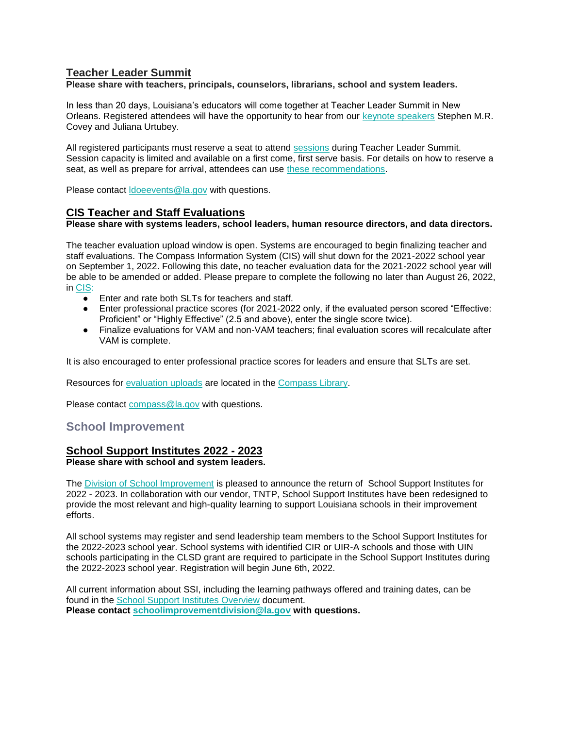## Teacher Leader Summit

**Please share with teachers, principals, counselors, librarians, school and system leaders.**

In less than 20 days, Louisiana's educators will come together at Teacher Leader Summit in New Orleans. Registered attendees will have the opportunity to hear from our keynote speakers Stephen M.R. Covey and Juliana Urtubey.

All registered participants must reserve a seat to attend sessions during Teacher Leader Summit. Session capacity is limited and available on a first come, first serve basis. For details on how to reserve a seat, as well as prepare for arrival, attendees can use these recommendations.

Please contact ldoeevents@la.gov with questions.

## CIS Teacher and Staff Evaluations

**Please share with systems leaders, school leaders, human resource directors, and data directors.**

The teacher evaluation upload window is open. Systems are encouraged to begin finalizing teacher and staff evaluations. The Compass Information System (CIS) will shut down for the 2021-2022 school year on September 1, 2022. Following this date, no teacher evaluation data for the 2021-2022 school year will be able to be amended or added. Please prepare to complete the following no later than August 26, 2022, in CIS:

- Enter and rate both SLTs for teachers and staff.
- Enter professional practice scores (for 2021-2022 only, if the evaluated person scored "Effective: Proficient" or "Highly Effective" (2.5 and above), enter the single score twice).
- Finalize evaluations for VAM and non-VAM teachers; final evaluation scores will recalculate after VAM is complete.

It is also encouraged to enter professional practice scores for leaders and ensure that SLTs are set.

Resources for evaluation uploads are located in the Compass Library.

Please contact compass@la.gov with questions.

# School Improvement

## School Support Institutes 2022 - 2023

**Please share with school and system leaders.**

The Division of School Improvement is pleased to announce the return of School Support Institutes for 2022 - 2023. In collaboration with our vendor, TNTP, School Support Institutes have been redesigned to provide the most relevant and high-quality learning to support Louisiana schools in their improvement efforts.

All school systems may register and send leadership team members to the School Support Institutes for the 2022-2023 school year. School systems with identified CIR or UIR-A schools and those with UIN schools participating in the CLSD grant are required to participate in the School Support Institutes during the 2022-2023 school year. Registration will begin June 6th, 2022.

All current information about SSI, including the learning pathways offered and training dates, can be found in the School Support Institutes Overview document.

**Please contact schoolimprovementdivision@la.gov with questions.**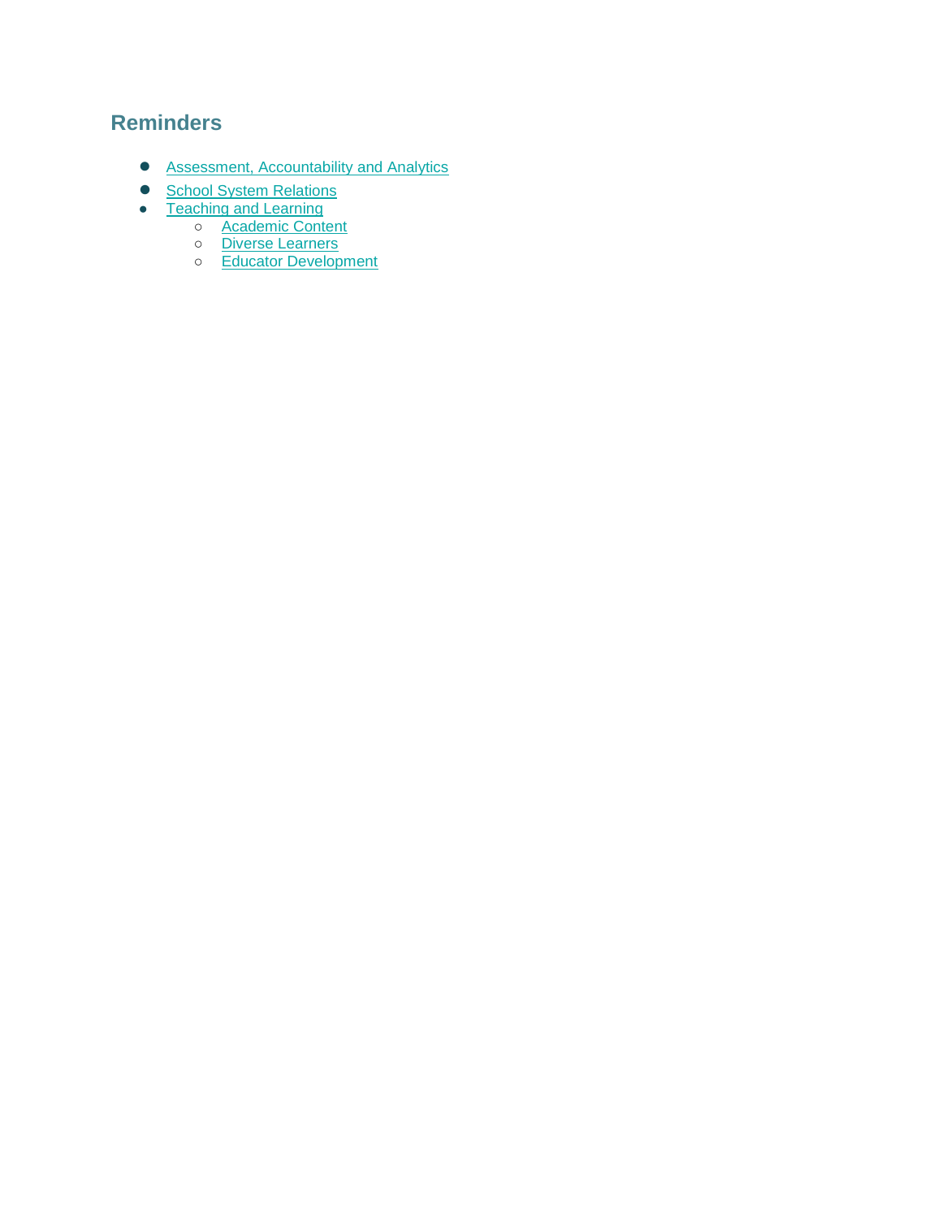## Reminders

- Assessment, Accountability and Analytics
- School System Relations
- Teaching and Learning
  - Academic Content
  - Diverse Learners
  - Educator Development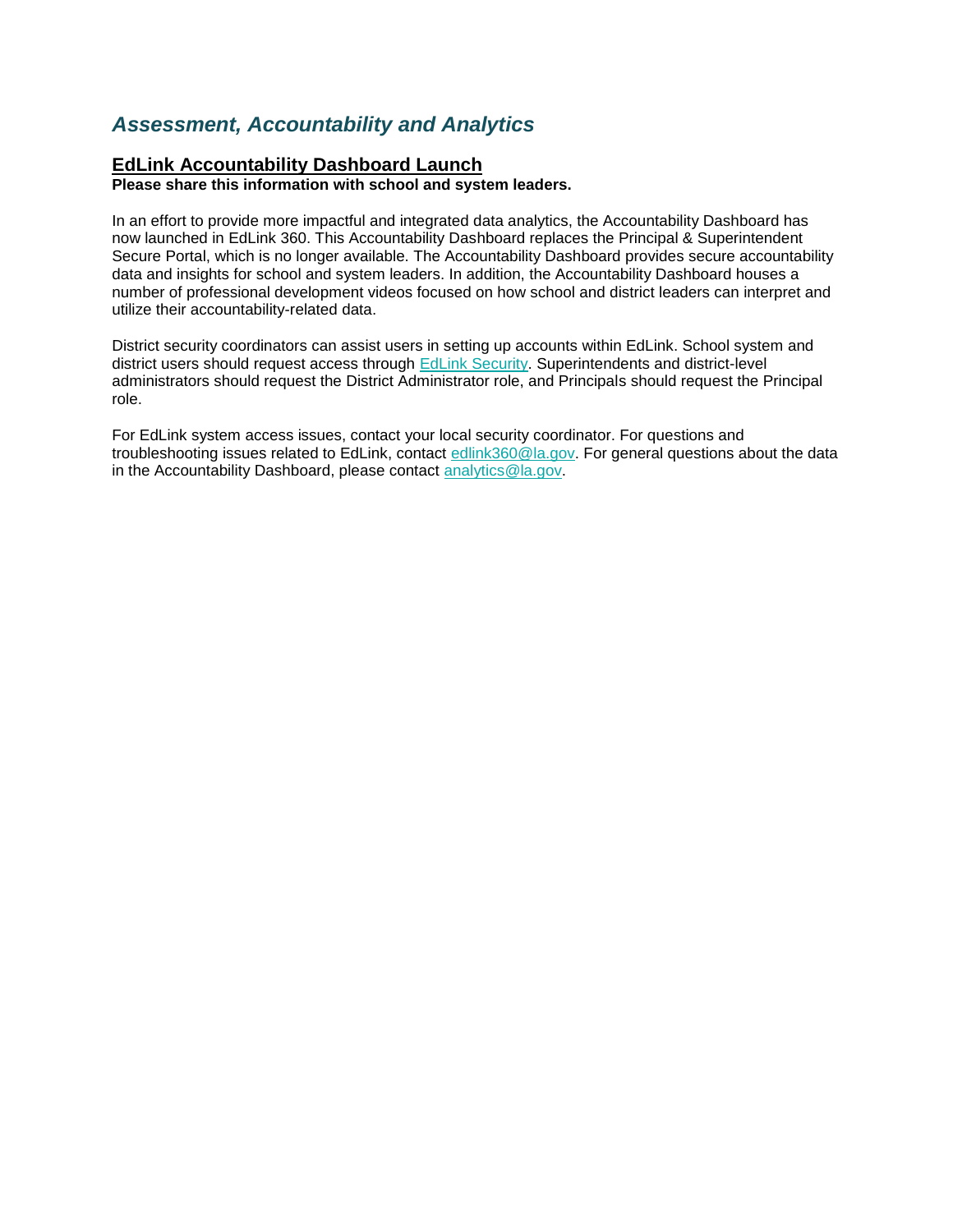## *Assessment, Accountability and Analytics*

### EdLink Accountability Dashboard Launch

**Please share this information with school and system leaders.**

In an effort to provide more impactful and integrated data analytics, the Accountability Dashboard has now launched in EdLink 360. This Accountability Dashboard replaces the Principal & Superintendent Secure Portal, which is no longer available. The Accountability Dashboard provides secure accountability data and insights for school and system leaders. In addition, the Accountability Dashboard houses a number of professional development videos focused on how school and district leaders can interpret and utilize their accountability-related data.

District security coordinators can assist users in setting up accounts within EdLink. School system and district users should request access through EdLink Security. Superintendents and district-level administrators should request the District Administrator role, and Principals should request the Principal role.

For EdLink system access issues, contact your local security coordinator. For questions and troubleshooting issues related to EdLink, contact edlink360@la.gov. For general questions about the data in the Accountability Dashboard, please contact analytics@la.gov.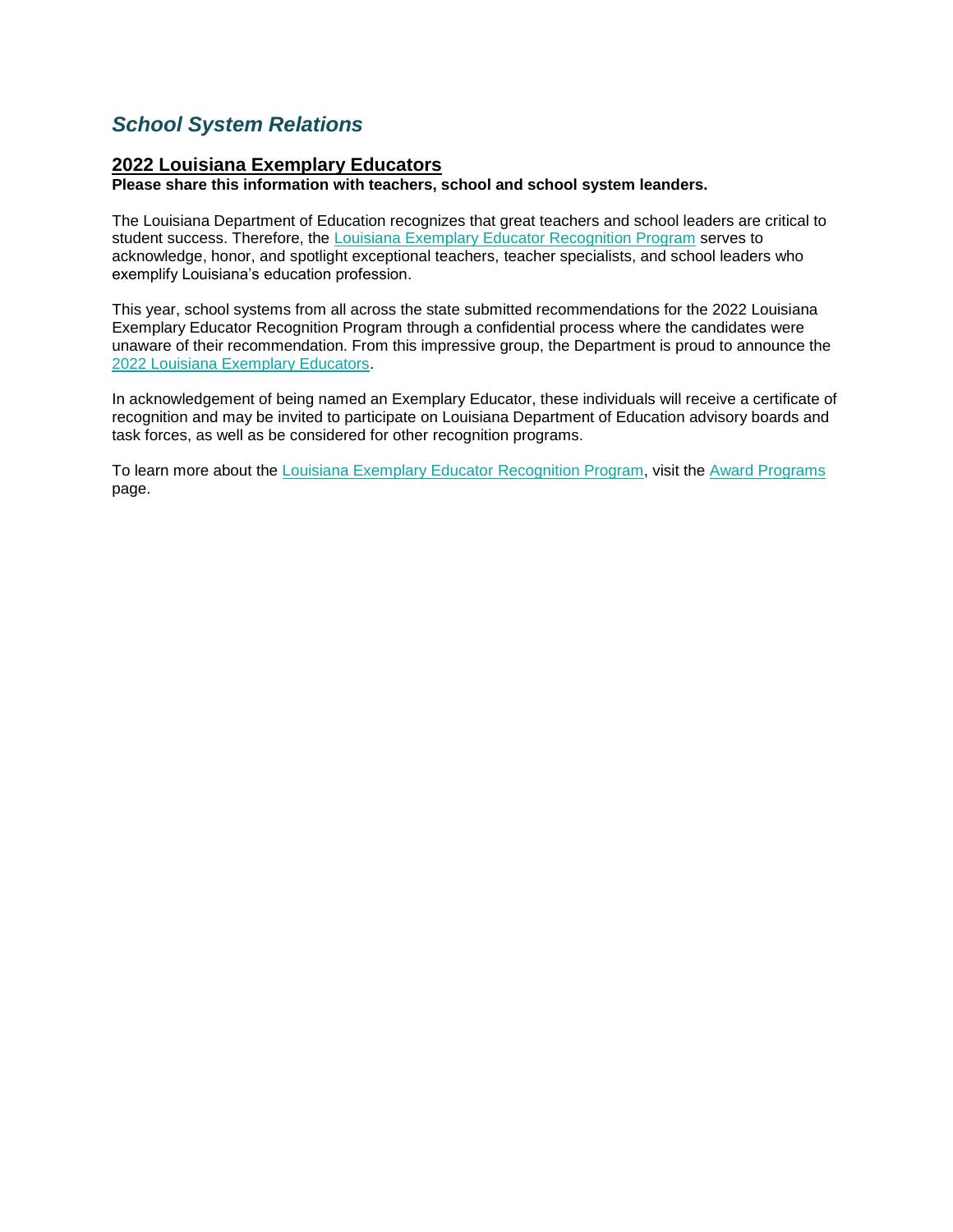# *School System Relations*

## 2022 Louisiana Exemplary Educators

**Please share this information with teachers, school and school system leanders.**

The Louisiana Department of Education recognizes that great teachers and school leaders are critical to student success. Therefore, the Louisiana Exemplary Educator Recognition Program serves to acknowledge, honor, and spotlight exceptional teachers, teacher specialists, and school leaders who exemplify Louisiana's education profession.

This year, school systems from all across the state submitted recommendations for the 2022 Louisiana Exemplary Educator Recognition Program through a confidential process where the candidates were unaware of their recommendation. From this impressive group, the Department is proud to announce the 2022 Louisiana Exemplary Educators.

In acknowledgement of being named an Exemplary Educator, these individuals will receive a certificate of recognition and may be invited to participate on Louisiana Department of Education advisory boards and task forces, as well as be considered for other recognition programs.

To learn more about the Louisiana Exemplary Educator Recognition Program, visit the Award Programs page.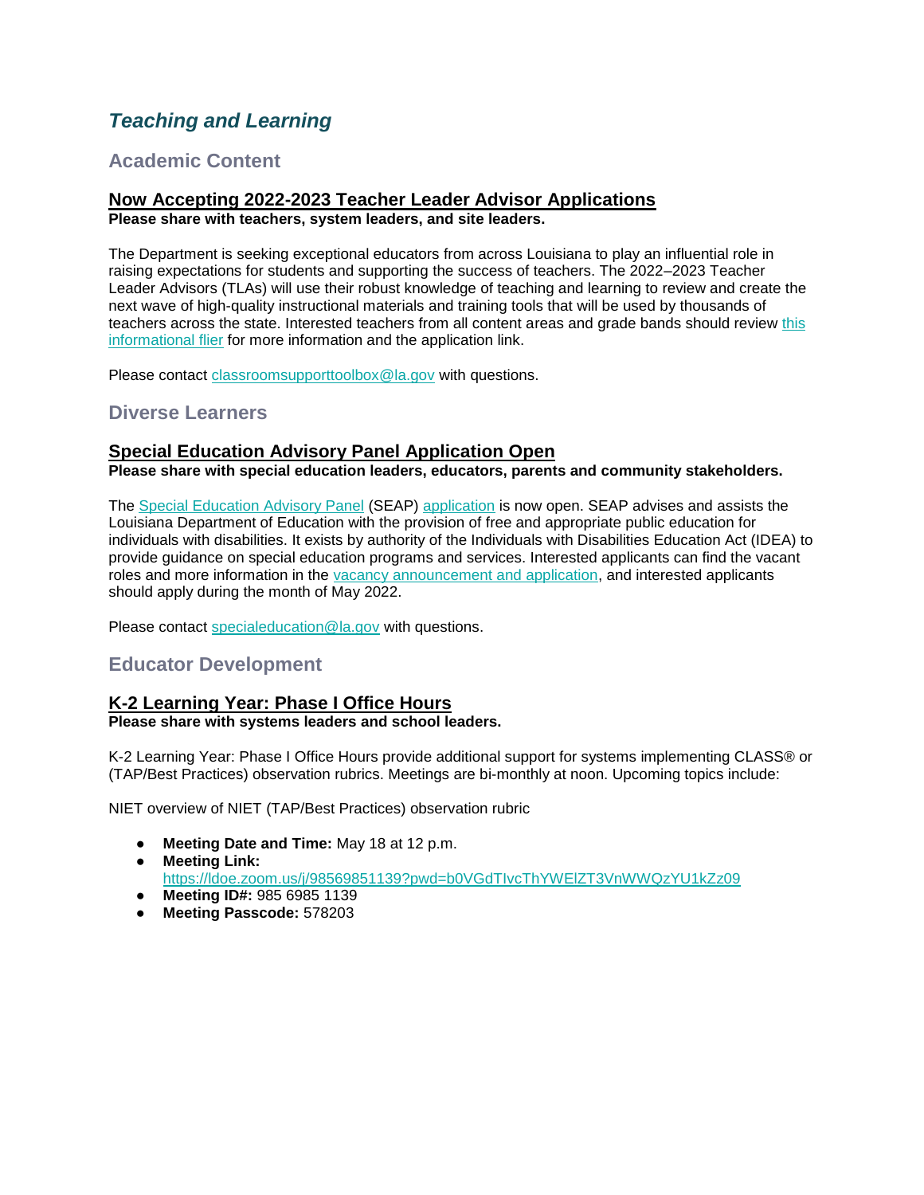## *Teaching and Learning*

### Academic Content

#### Now Accepting 2022-2023 Teacher Leader Advisor Applications

**Please share with teachers, system leaders, and site leaders.**

The Department is seeking exceptional educators from across Louisiana to play an influential role in raising expectations for students and supporting the success of teachers. The 2022–2023 Teacher Leader Advisors (TLAs) will use their robust knowledge of teaching and learning to review and create the next wave of high-quality instructional materials and training tools that will be used by thousands of teachers across the state. Interested teachers from all content areas and grade bands should review this informational flier for more information and the application link.

Please contact classroomsupporttoolbox@la.gov with questions.

### Diverse Learners

#### Special Education Advisory Panel Application Open

**Please share with special education leaders, educators, parents and community stakeholders.**

The Special Education Advisory Panel (SEAP) application is now open. SEAP advises and assists the Louisiana Department of Education with the provision of free and appropriate public education for individuals with disabilities. It exists by authority of the Individuals with Disabilities Education Act (IDEA) to provide guidance on special education programs and services. Interested applicants can find the vacant roles and more information in the vacancy announcement and application, and interested applicants should apply during the month of May 2022.

Please contact specialeducation@la.gov with questions.

### Educator Development

#### K-2 Learning Year: Phase I Office Hours

**Please share with systems leaders and school leaders.**

K-2 Learning Year: Phase I Office Hours provide additional support for systems implementing CLASS® or (TAP/Best Practices) observation rubrics. Meetings are bi-monthly at noon. Upcoming topics include:

NIET overview of NIET (TAP/Best Practices) observation rubric

- **Meeting Date and Time:** May 18 at 12 p.m.
- **Meeting Link:** https://ldoe.zoom.us/j/98569851139?pwd=b0VGdTIvcThYWElZT3VnWWQzYU1kZz09
- **Meeting ID#:** 985 6985 1139
- **Meeting Passcode:** 578203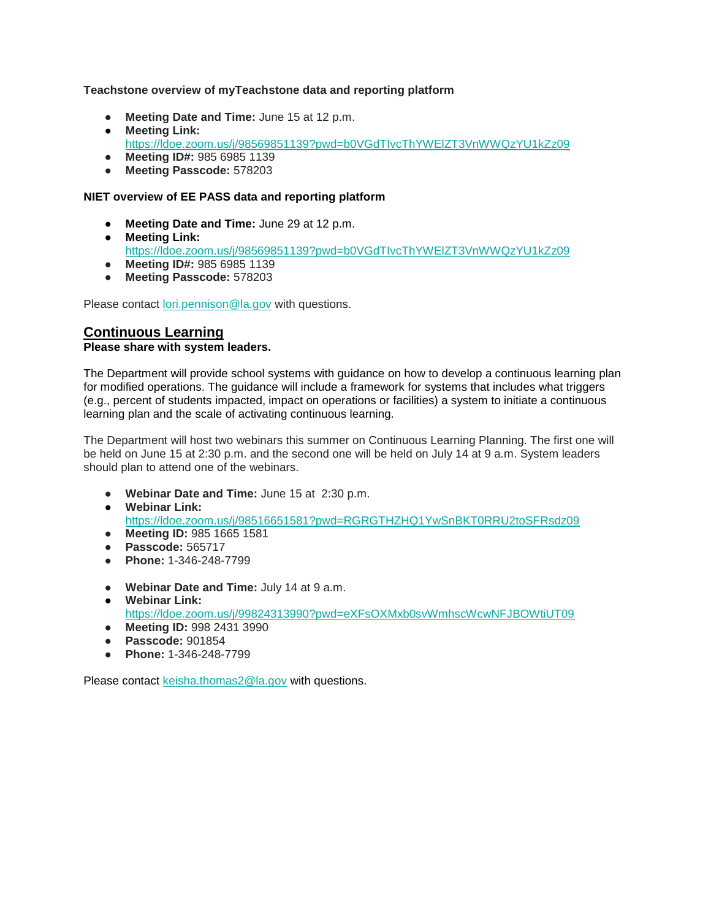**Teachstone overview of myTeachstone data and reporting platform**

- **Meeting Date and Time:** June 15 at 12 p.m.
- **Meeting Link:** https://ldoe.zoom.us/j/98569851139?pwd=b0VGdTIvcThYWElZT3VnWWQzYU1kZz09
- **Meeting ID#:** 985 6985 1139
- **Meeting Passcode:** 578203

**NIET overview of EE PASS data and reporting platform**

- **Meeting Date and Time:** June 29 at 12 p.m.
- **Meeting Link:** https://ldoe.zoom.us/j/98569851139?pwd=b0VGdTIvcThYWElZT3VnWWQzYU1kZz09
- **Meeting ID#:** 985 6985 1139
- **Meeting Passcode:** 578203

Please contact lori.pennison@la.gov with questions.

## Continuous Learning

**Please share with system leaders.**

The Department will provide school systems with guidance on how to develop a continuous learning plan for modified operations. The guidance will include a framework for systems that includes what triggers (e.g., percent of students impacted, impact on operations or facilities) a system to initiate a continuous learning plan and the scale of activating continuous learning.

The Department will host two webinars this summer on Continuous Learning Planning. The first one will be held on June 15 at 2:30 p.m. and the second one will be held on July 14 at 9 a.m. System leaders should plan to attend one of the webinars.

- **Webinar Date and Time:** June 15 at 2:30 p.m.
- **Webinar Link:** https://ldoe.zoom.us/j/98516651581?pwd=RGRGTHZHQ1YwSnBKT0RRU2toSFRsdz09
- **Meeting ID:** 985 1665 1581
- **Passcode:** 565717
- **Phone:** 1-346-248-7799

- **Webinar Date and Time:** July 14 at 9 a.m.
- **Webinar Link:** https://ldoe.zoom.us/j/99824313990?pwd=eXFsOXMxb0svWmhscWcwNFJBOWtiUT09
- **Meeting ID:** 998 2431 3990
- **Passcode:** 901854
- **Phone:** 1-346-248-7799

Please contact keisha.thomas2@la.gov with questions.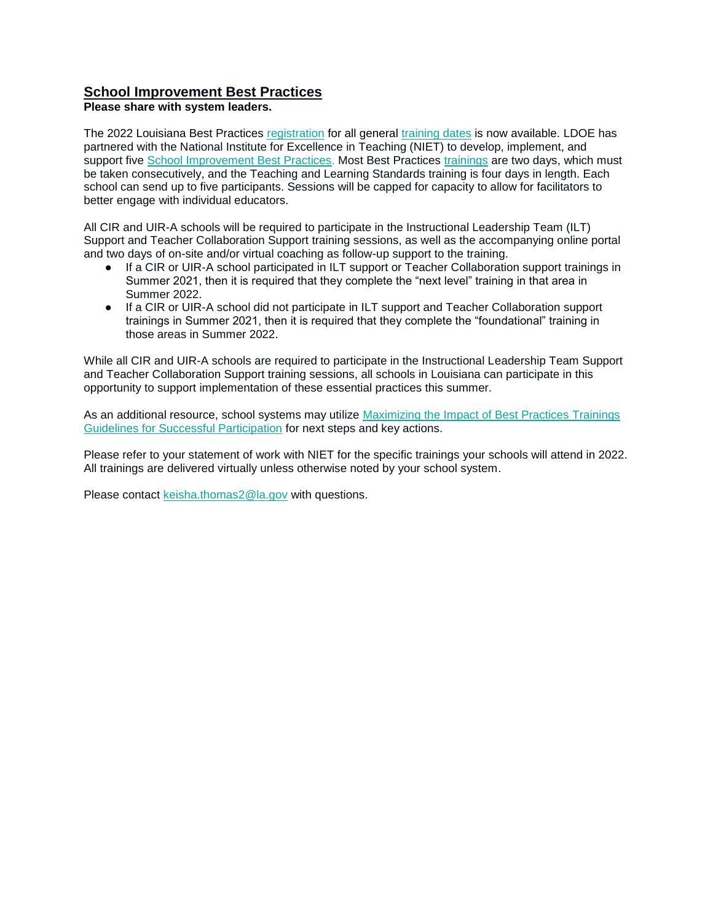## School Improvement Best Practices

**Please share with system leaders.**

The 2022 Louisiana Best Practices registration for all general training dates is now available. LDOE has partnered with the National Institute for Excellence in Teaching (NIET) to develop, implement, and support five School Improvement Best Practices. Most Best Practices trainings are two days, which must be taken consecutively, and the Teaching and Learning Standards training is four days in length. Each school can send up to five participants. Sessions will be capped for capacity to allow for facilitators to better engage with individual educators.

All CIR and UIR-A schools will be required to participate in the Instructional Leadership Team (ILT) Support and Teacher Collaboration Support training sessions, as well as the accompanying online portal and two days of on-site and/or virtual coaching as follow-up support to the training.

- If a CIR or UIR-A school participated in ILT support or Teacher Collaboration support trainings in Summer 2021, then it is required that they complete the "next level" training in that area in Summer 2022.
- If a CIR or UIR-A school did not participate in ILT support and Teacher Collaboration support trainings in Summer 2021, then it is required that they complete the "foundational" training in those areas in Summer 2022.

While all CIR and UIR-A schools are required to participate in the Instructional Leadership Team Support and Teacher Collaboration Support training sessions, all schools in Louisiana can participate in this opportunity to support implementation of these essential practices this summer.

As an additional resource, school systems may utilize Maximizing the Impact of Best Practices Trainings Guidelines for Successful Participation for next steps and key actions.

Please refer to your statement of work with NIET for the specific trainings your schools will attend in 2022. All trainings are delivered virtually unless otherwise noted by your school system.

Please contact keisha.thomas2@la.gov with questions.